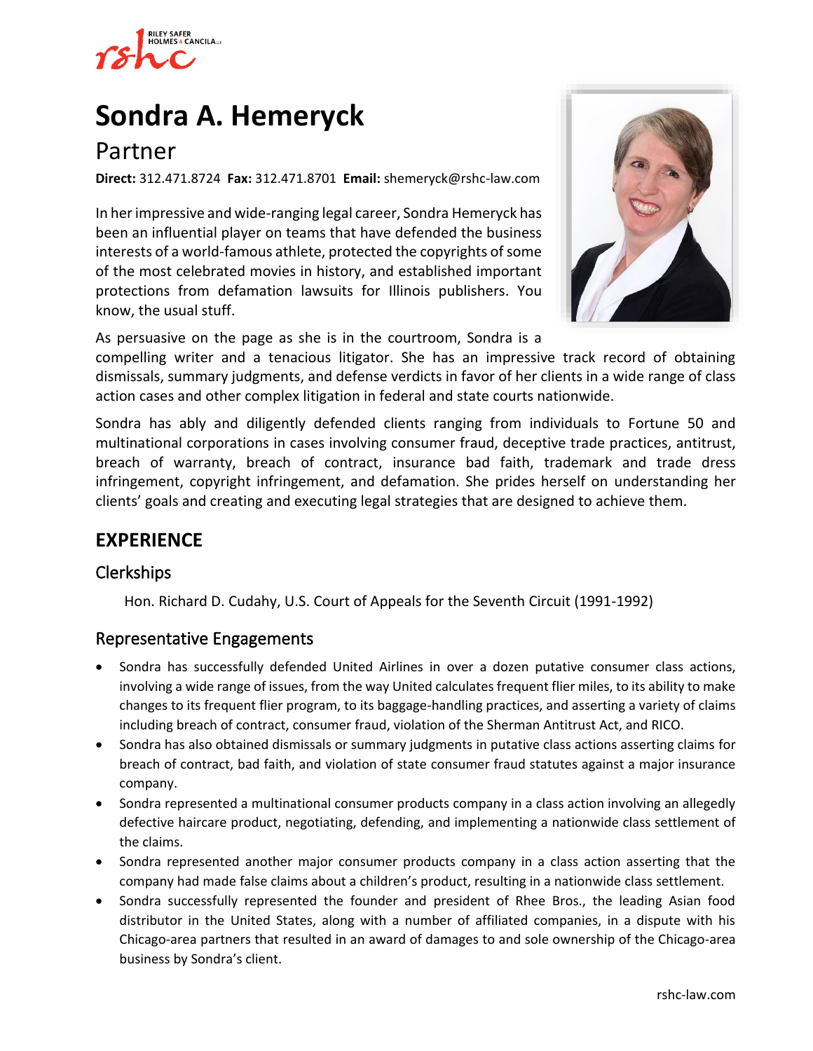# Sondra A. Hemeryck

## Partner

**Direct:** 312.471.8724 **Fax:** 312.471.8701 **Email:** shemeryck@rshc-law.com

In her impressive and wide-ranging legal career, Sondra Hemeryck has been an influential player on teams that have defended the business interests of a world-famous athlete, protected the copyrights of some of the most celebrated movies in history, and established important protections from defamation lawsuits for Illinois publishers. You know, the usual stuff.

As persuasive on the page as she is in the courtroom, Sondra is a compelling writer and a tenacious litigator. She has an impressive track record of obtaining dismissals, summary judgments, and defense verdicts in favor of her clients in a wide range of class action cases and other complex litigation in federal and state courts nationwide.

Sondra has ably and diligently defended clients ranging from individuals to Fortune 50 and multinational corporations in cases involving consumer fraud, deceptive trade practices, antitrust, breach of warranty, breach of contract, insurance bad faith, trademark and trade dress infringement, copyright infringement, and defamation. She prides herself on understanding her clients' goals and creating and executing legal strategies that are designed to achieve them.

## EXPERIENCE

### Clerkships

Hon. Richard D. Cudahy, U.S. Court of Appeals for the Seventh Circuit (1991-1992)

### Representative Engagements

- Sondra has successfully defended United Airlines in over a dozen putative consumer class actions, involving a wide range of issues, from the way United calculates frequent flier miles, to its ability to make changes to its frequent flier program, to its baggage-handling practices, and asserting a variety of claims including breach of contract, consumer fraud, violation of the Sherman Antitrust Act, and RICO.
- Sondra has also obtained dismissals or summary judgments in putative class actions asserting claims for breach of contract, bad faith, and violation of state consumer fraud statutes against a major insurance company.
- Sondra represented a multinational consumer products company in a class action involving an allegedly defective haircare product, negotiating, defending, and implementing a nationwide class settlement of the claims.
- Sondra represented another major consumer products company in a class action asserting that the company had made false claims about a children's product, resulting in a nationwide class settlement.
- Sondra successfully represented the founder and president of Rhee Bros., the leading Asian food distributor in the United States, along with a number of affiliated companies, in a dispute with his Chicago-area partners that resulted in an award of damages to and sole ownership of the Chicago-area business by Sondra's client.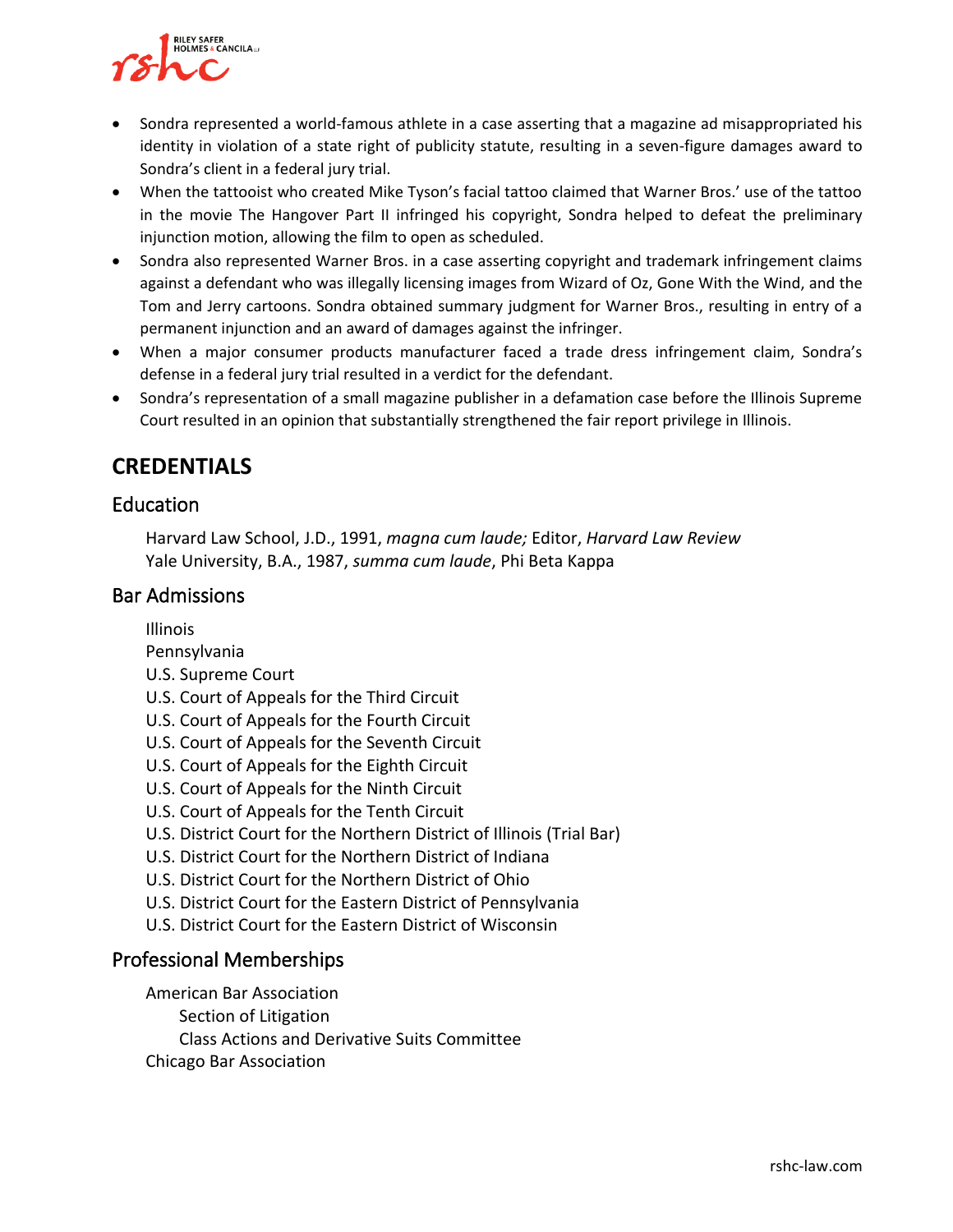- Sondra represented a world-famous athlete in a case asserting that a magazine ad misappropriated his identity in violation of a state right of publicity statute, resulting in a seven-figure damages award to Sondra's client in a federal jury trial.
- When the tattooist who created Mike Tyson's facial tattoo claimed that Warner Bros.' use of the tattoo in the movie The Hangover Part II infringed his copyright, Sondra helped to defeat the preliminary injunction motion, allowing the film to open as scheduled.
- Sondra also represented Warner Bros. in a case asserting copyright and trademark infringement claims against a defendant who was illegally licensing images from Wizard of Oz, Gone With the Wind, and the Tom and Jerry cartoons. Sondra obtained summary judgment for Warner Bros., resulting in entry of a permanent injunction and an award of damages against the infringer.
- When a major consumer products manufacturer faced a trade dress infringement claim, Sondra's defense in a federal jury trial resulted in a verdict for the defendant.
- Sondra's representation of a small magazine publisher in a defamation case before the Illinois Supreme Court resulted in an opinion that substantially strengthened the fair report privilege in Illinois.

# CREDENTIALS

## Education

Harvard Law School, J.D., 1991, *magna cum laude;* Editor, *Harvard Law Review*
Yale University, B.A., 1987, *summa cum laude*, Phi Beta Kappa

## Bar Admissions

Illinois
Pennsylvania
U.S. Supreme Court
U.S. Court of Appeals for the Third Circuit
U.S. Court of Appeals for the Fourth Circuit
U.S. Court of Appeals for the Seventh Circuit
U.S. Court of Appeals for the Eighth Circuit
U.S. Court of Appeals for the Ninth Circuit
U.S. Court of Appeals for the Tenth Circuit
U.S. District Court for the Northern District of Illinois (Trial Bar)
U.S. District Court for the Northern District of Indiana
U.S. District Court for the Northern District of Ohio
U.S. District Court for the Eastern District of Pennsylvania
U.S. District Court for the Eastern District of Wisconsin

## Professional Memberships

American Bar Association
- Section of Litigation
- Class Actions and Derivative Suits Committee

Chicago Bar Association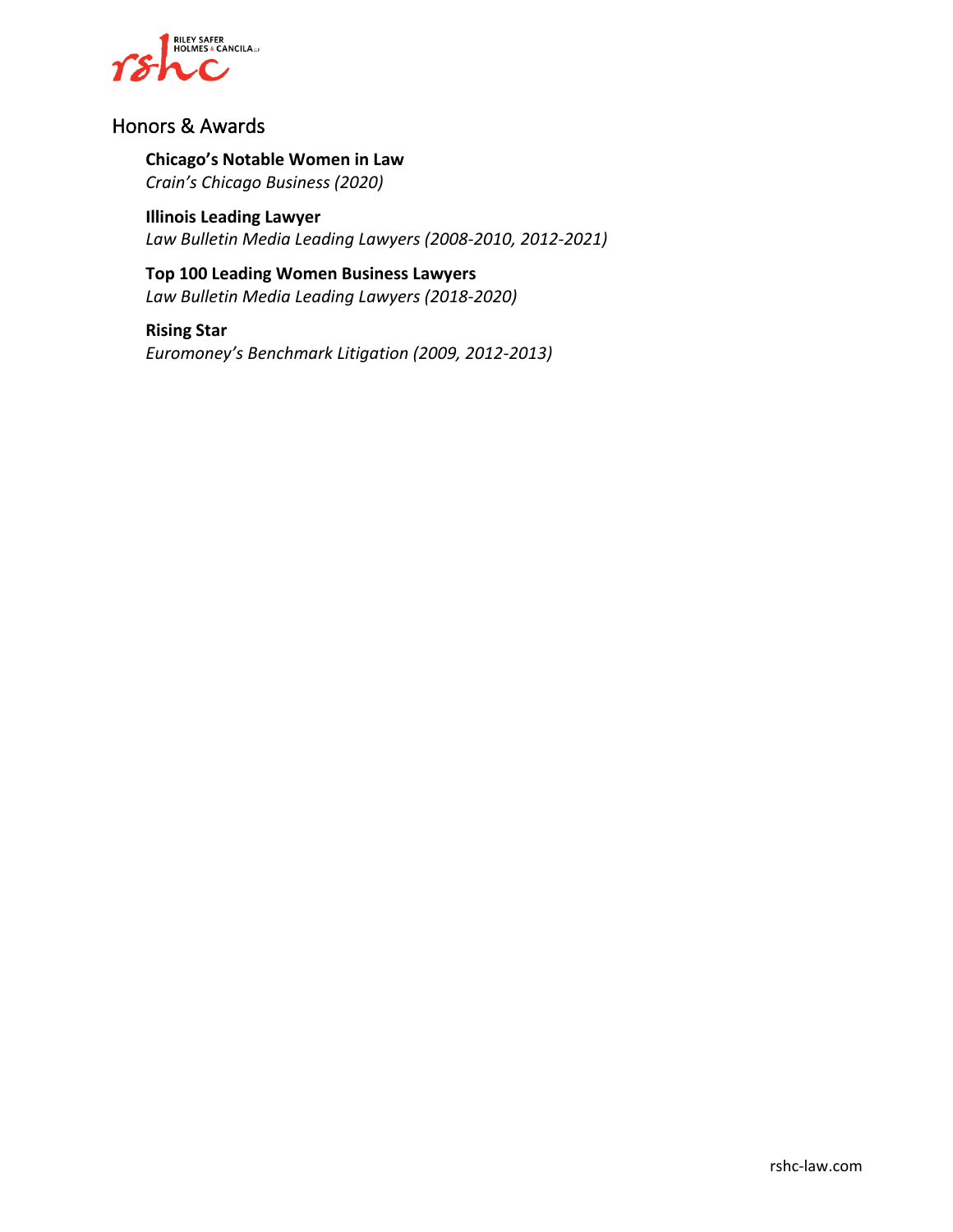## Honors & Awards

**Chicago's Notable Women in Law**
*Crain's Chicago Business (2020)*

**Illinois Leading Lawyer**
*Law Bulletin Media Leading Lawyers (2008-2010, 2012-2021)*

**Top 100 Leading Women Business Lawyers**
*Law Bulletin Media Leading Lawyers (2018-2020)*

**Rising Star**
*Euromoney's Benchmark Litigation (2009, 2012-2013)*